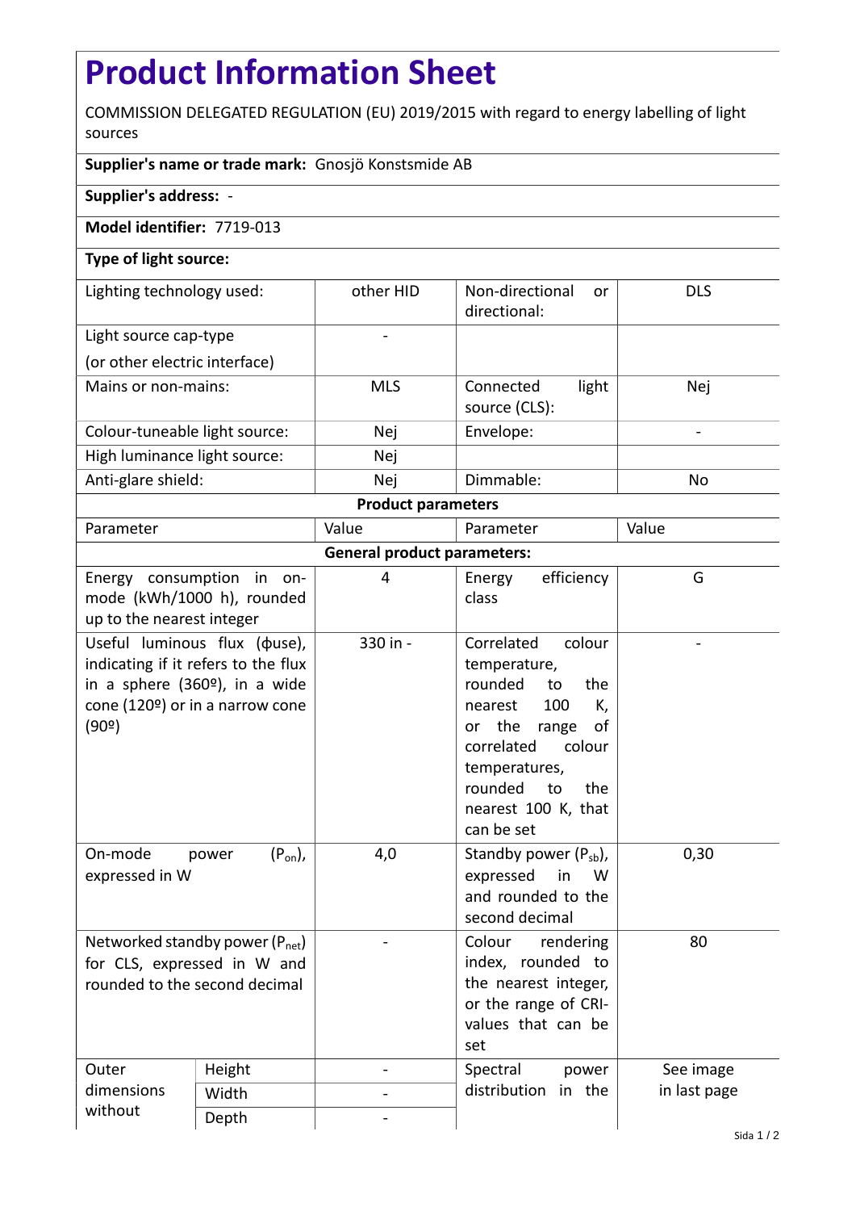# Product Information Sheet

COMMISSION DELEGATED REGULATION (EU) 2019/2015 with regard to energy labelling of light sources

**Supplier's name or trade mark:** Gnosjö Konstsmide AB

**Supplier's address:** -

**Model identifier:** 7719-013

**Type of light source:**

| | | | |
|---|---|---|---|
| Lighting technology used: | other HID | Non-directional or directional: | DLS |
| Light source cap-type (or other electric interface) | - | | |
| Mains or non-mains: | MLS | Connected light source (CLS): | Nej |
| Colour-tuneable light source: | Nej | Envelope: | - |
| High luminance light source: | Nej | | |
| Anti-glare shield: | Nej | Dimmable: | No |

**Product parameters**

| Parameter | | Value | Parameter | Value |
|---|---|---|---|---|
| **General product parameters:** | | | | |
| Energy consumption in on-mode (kWh/1000 h), rounded up to the nearest integer | | 4 | Energy efficiency class | G |
| Useful luminous flux (ϕuse), indicating if it refers to the flux in a sphere (360º), in a wide cone (120º) or in a narrow cone (90º) | | 330 in - | Correlated colour temperature, rounded to the nearest 100 K, or the range of correlated colour temperatures, rounded to the nearest 100 K, that can be set | - |
| On-mode power ($P_{on}$), expressed in W | | 4,0 | Standby power ($P_{sb}$), expressed in W and rounded to the second decimal | 0,30 |
| Networked standby power ($P_{net}$) for CLS, expressed in W and rounded to the second decimal | | - | Colour rendering index, rounded to the nearest integer, or the range of CRI-values that can be set | 80 |
| Outer dimensions without | Height | - | Spectral power distribution in the | See image in last page |
| | Width | - | | |
| | Depth | - | | |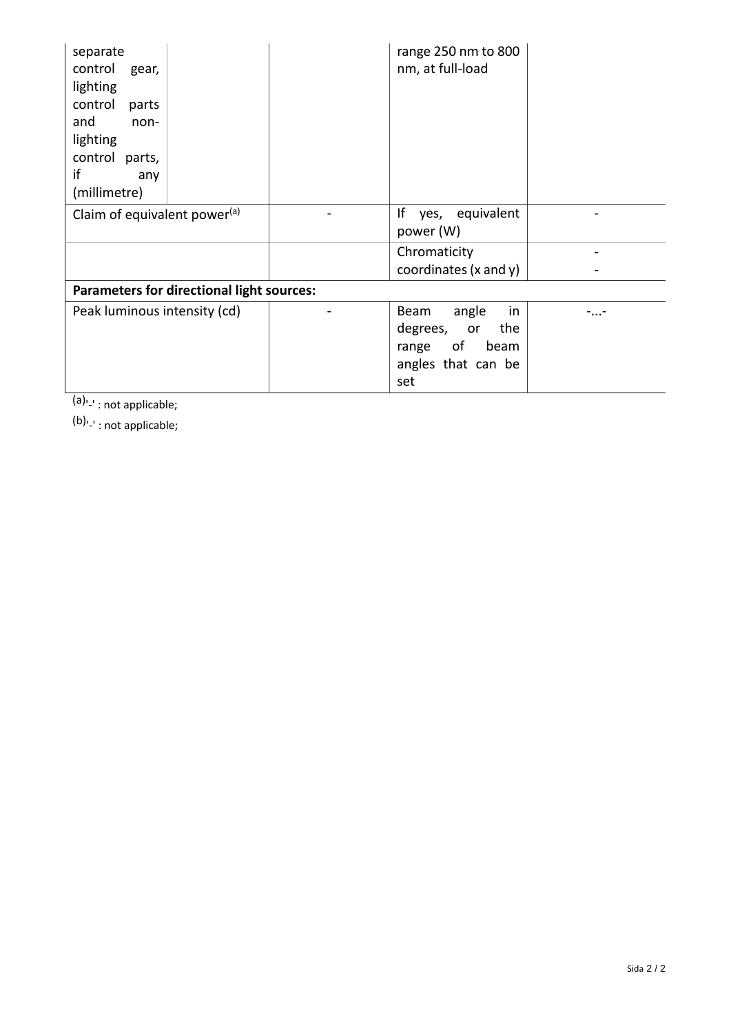| | | | | |
|---|---|---|---|---|
| separate control gear, lighting control parts and non-lighting control parts, if any (millimetre) | | | range 250 nm to 800 nm, at full-load | |
| Claim of equivalent power[a] | | - | If yes, equivalent power (W) | - |
| | | | Chromaticity coordinates (x and y) | -<br>- |
| **Parameters for directional light sources:** | | | | |
| Peak luminous intensity (cd) | | - | Beam angle in degrees, or the range of beam angles that can be set | -...- |

(a)'-' : not applicable;

(b)'-' : not applicable;